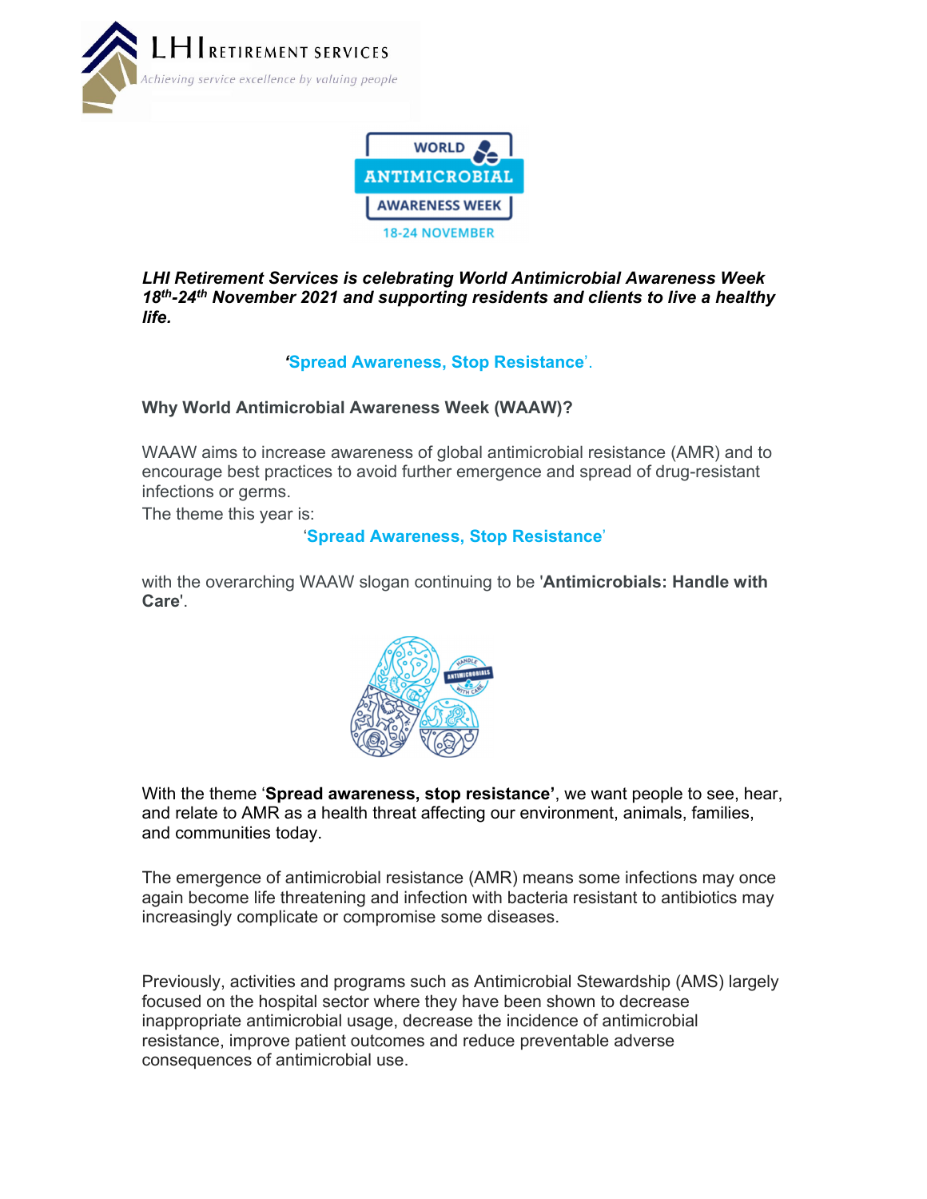***LHI Retirement Services is celebrating World Antimicrobial Awareness Week 18th-24th November 2021 and supporting residents and clients to live a healthy life.***

**'Spread Awareness, Stop Resistance'.**

**Why World Antimicrobial Awareness Week (WAAW)?**

WAAW aims to increase awareness of global antimicrobial resistance (AMR) and to encourage best practices to avoid further emergence and spread of drug-resistant infections or germs.

The theme this year is:

**'Spread Awareness, Stop Resistance'**

with the overarching WAAW slogan continuing to be '**Antimicrobials: Handle with Care**'.

With the theme '**Spread awareness, stop resistance'**, we want people to see, hear, and relate to AMR as a health threat affecting our environment, animals, families, and communities today.

The emergence of antimicrobial resistance (AMR) means some infections may once again become life threatening and infection with bacteria resistant to antibiotics may increasingly complicate or compromise some diseases.

Previously, activities and programs such as Antimicrobial Stewardship (AMS) largely focused on the hospital sector where they have been shown to decrease inappropriate antimicrobial usage, decrease the incidence of antimicrobial resistance, improve patient outcomes and reduce preventable adverse consequences of antimicrobial use.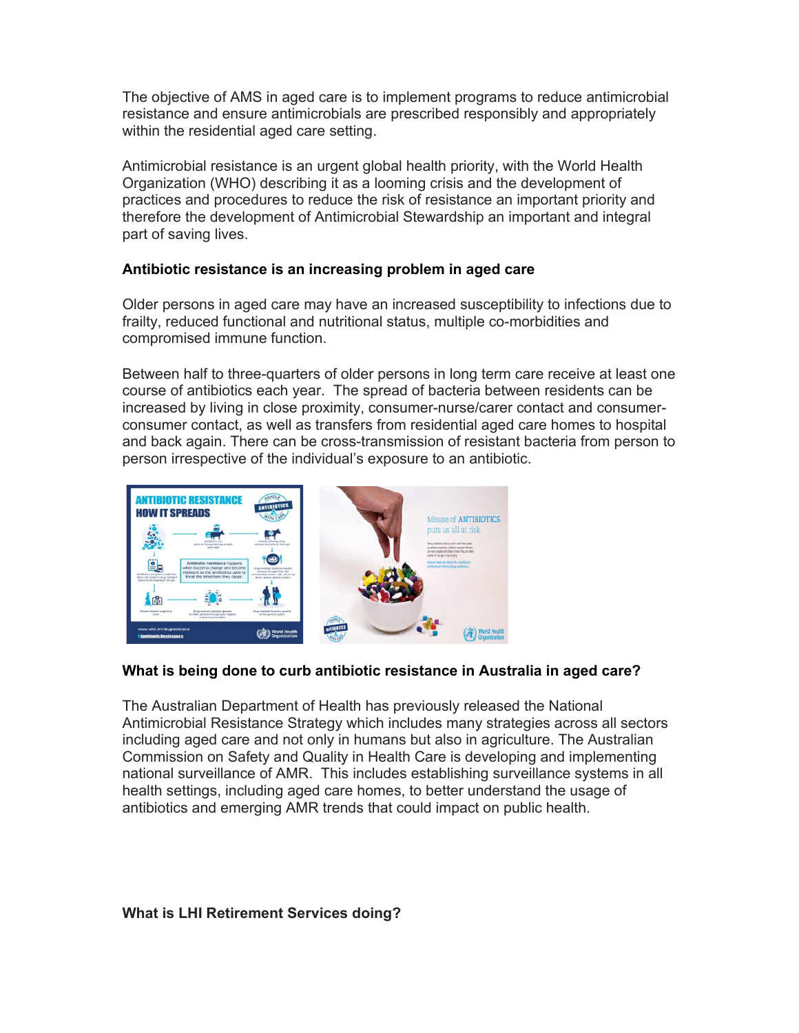The objective of AMS in aged care is to implement programs to reduce antimicrobial resistance and ensure antimicrobials are prescribed responsibly and appropriately within the residential aged care setting.

Antimicrobial resistance is an urgent global health priority, with the World Health Organization (WHO) describing it as a looming crisis and the development of practices and procedures to reduce the risk of resistance an important priority and therefore the development of Antimicrobial Stewardship an important and integral part of saving lives.

**Antibiotic resistance is an increasing problem in aged care**

Older persons in aged care may have an increased susceptibility to infections due to frailty, reduced functional and nutritional status, multiple co-morbidities and compromised immune function.

Between half to three-quarters of older persons in long term care receive at least one course of antibiotics each year. The spread of bacteria between residents can be increased by living in close proximity, consumer-nurse/carer contact and consumer-consumer contact, as well as transfers from residential aged care homes to hospital and back again. There can be cross-transmission of resistant bacteria from person to person irrespective of the individual's exposure to an antibiotic.

**What is being done to curb antibiotic resistance in Australia in aged care?**

The Australian Department of Health has previously released the National Antimicrobial Resistance Strategy which includes many strategies across all sectors including aged care and not only in humans but also in agriculture. The Australian Commission on Safety and Quality in Health Care is developing and implementing national surveillance of AMR. This includes establishing surveillance systems in all health settings, including aged care homes, to better understand the usage of antibiotics and emerging AMR trends that could impact on public health.

**What is LHI Retirement Services doing?**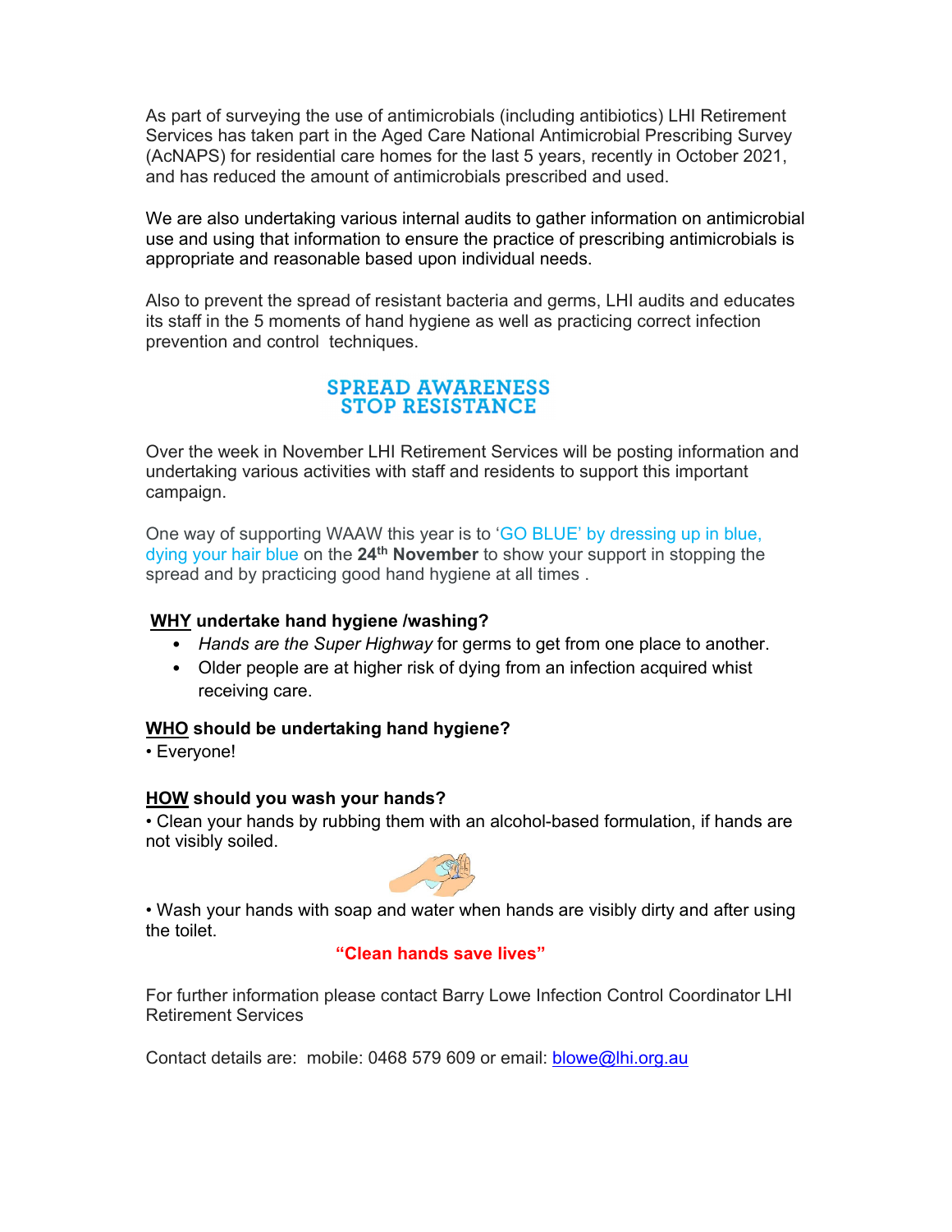As part of surveying the use of antimicrobials (including antibiotics) LHI Retirement Services has taken part in the Aged Care National Antimicrobial Prescribing Survey (AcNAPS) for residential care homes for the last 5 years, recently in October 2021, and has reduced the amount of antimicrobials prescribed and used.

We are also undertaking various internal audits to gather information on antimicrobial use and using that information to ensure the practice of prescribing antimicrobials is appropriate and reasonable based upon individual needs.

Also to prevent the spread of resistant bacteria and germs, LHI audits and educates its staff in the 5 moments of hand hygiene as well as practicing correct infection prevention and control techniques.

## SPREAD AWARENESS
## STOP RESISTANCE

Over the week in November LHI Retirement Services will be posting information and undertaking various activities with staff and residents to support this important campaign.

One way of supporting WAAW this year is to 'GO BLUE' by dressing up in blue, dying your hair blue on the **24th November** to show your support in stopping the spread and by practicing good hand hygiene at all times .

### WHY undertake hand hygiene /washing?

- *Hands are the Super Highway* for germs to get from one place to another.
- Older people are at higher risk of dying from an infection acquired whist receiving care.

### WHO should be undertaking hand hygiene?

• Everyone!

### HOW should you wash your hands?

• Clean your hands by rubbing them with an alcohol-based formulation, if hands are not visibly soiled.

• Wash your hands with soap and water when hands are visibly dirty and after using the toilet.

**"Clean hands save lives"**

For further information please contact Barry Lowe Infection Control Coordinator LHI Retirement Services

Contact details are: mobile: 0468 579 609 or email: blowe@lhi.org.au